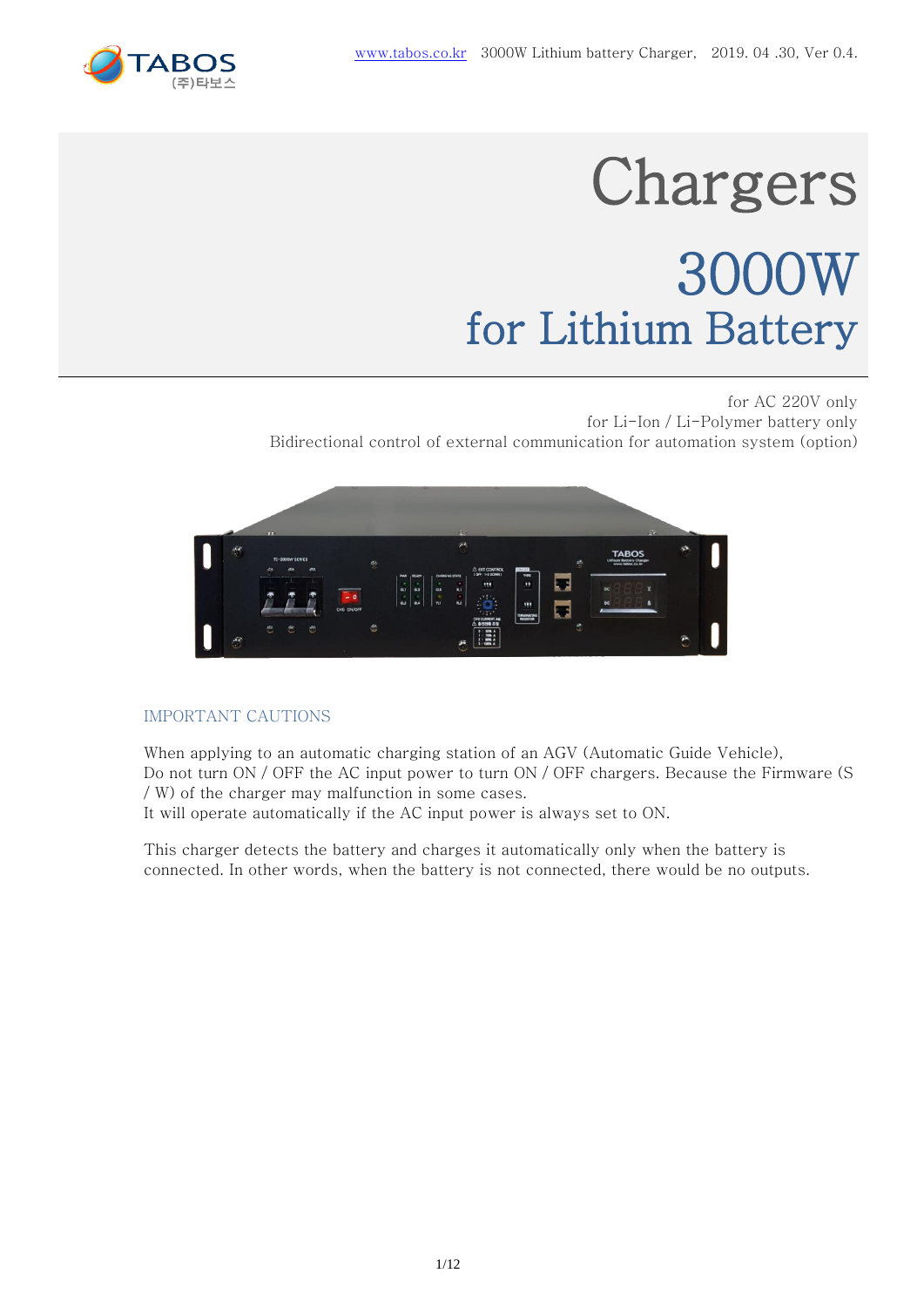# Chargers

# 3000W

## for Lithium Battery

for AC 220V only
for Li-Ion / Li-Polymer battery only
Bidirectional control of external communication for automation system (option)

### IMPORTANT CAUTIONS

When applying to an automatic charging station of an AGV (Automatic Guide Vehicle),
Do not turn ON / OFF the AC input power to turn ON / OFF chargers. Because the Firmware (S / W) of the charger may malfunction in some cases.
It will operate automatically if the AC input power is always set to ON.

This charger detects the battery and charges it automatically only when the battery is connected. In other words, when the battery is not connected, there would be no outputs.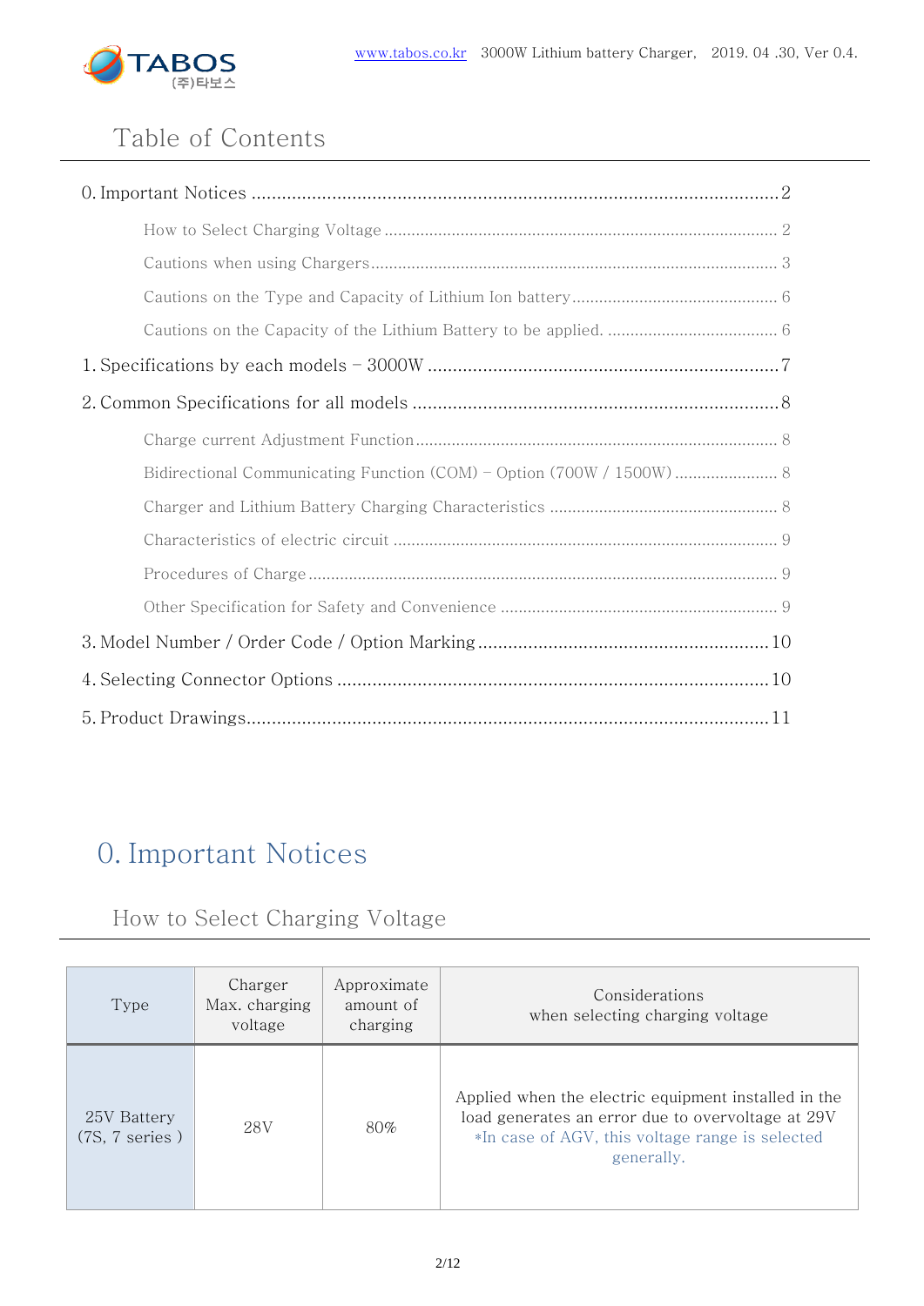# Table of Contents

0. Important Notices ........................................................................................................2
    - How to Select Charging Voltage ........................................................................................ 2
    - Cautions when using Chargers........................................................................................... 3
    - Cautions on the Type and Capacity of Lithium Ion battery.............................................. 6
    - Cautions on the Capacity of the Lithium Battery to be applied. ...................................... 6
1. Specifications by each models – 3000W .....................................................................7
2. Common Specifications for all models ........................................................................8
    - Charge current Adjustment Function.................................................................................. 8
    - Bidirectional Communicating Function (COM) – Option (700W / 1500W)........................ 8
    - Charger and Lithium Battery Charging Characteristics .................................................... 8
    - Characteristics of electric circuit ........................................................................................ 9
    - Procedures of Charge.......................................................................................................... 9
    - Other Specification for Safety and Convenience .............................................................. 9
3. Model Number / Order Code / Option Marking.........................................................10
4. Selecting Connector Options .....................................................................................10
5. Product Drawings.......................................................................................................11

# 0. Important Notices

## How to Select Charging Voltage

| Type | Charger Max. charging voltage | Approximate amount of charging | Considerations when selecting charging voltage |
|---|---|---|---|
| 25V Battery (7S, 7 series ) | 28V | 80% | Applied when the electric equipment installed in the load generates an error due to overvoltage at 29V *In case of AGV, this voltage range is selected generally. |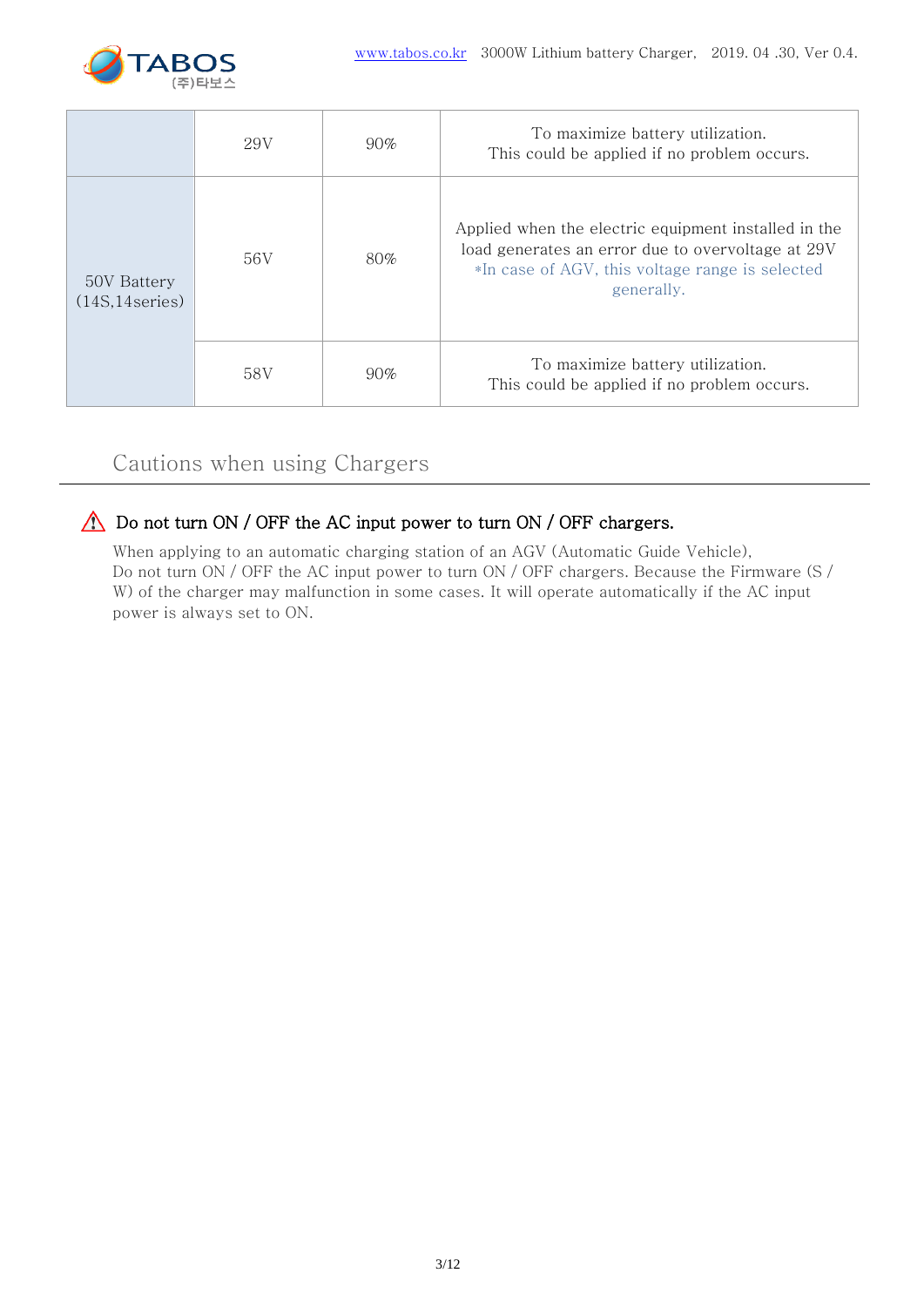|  | 29V | 90% | To maximize battery utilization.<br>This could be applied if no problem occurs. |
|---|---|---|---|
| 50V Battery<br>(14S,14series) | 56V | 80% | Applied when the electric equipment installed in the load generates an error due to overvoltage at 29V<br>*In case of AGV, this voltage range is selected generally. |
|  | 58V | 90% | To maximize battery utilization.<br>This could be applied if no problem occurs. |

## Cautions when using Chargers

**⚠ Do not turn ON / OFF the AC input power to turn ON / OFF chargers.**

When applying to an automatic charging station of an AGV (Automatic Guide Vehicle),
Do not turn ON / OFF the AC input power to turn ON / OFF chargers. Because the Firmware (S / W) of the charger may malfunction in some cases. It will operate automatically if the AC input power is always set to ON.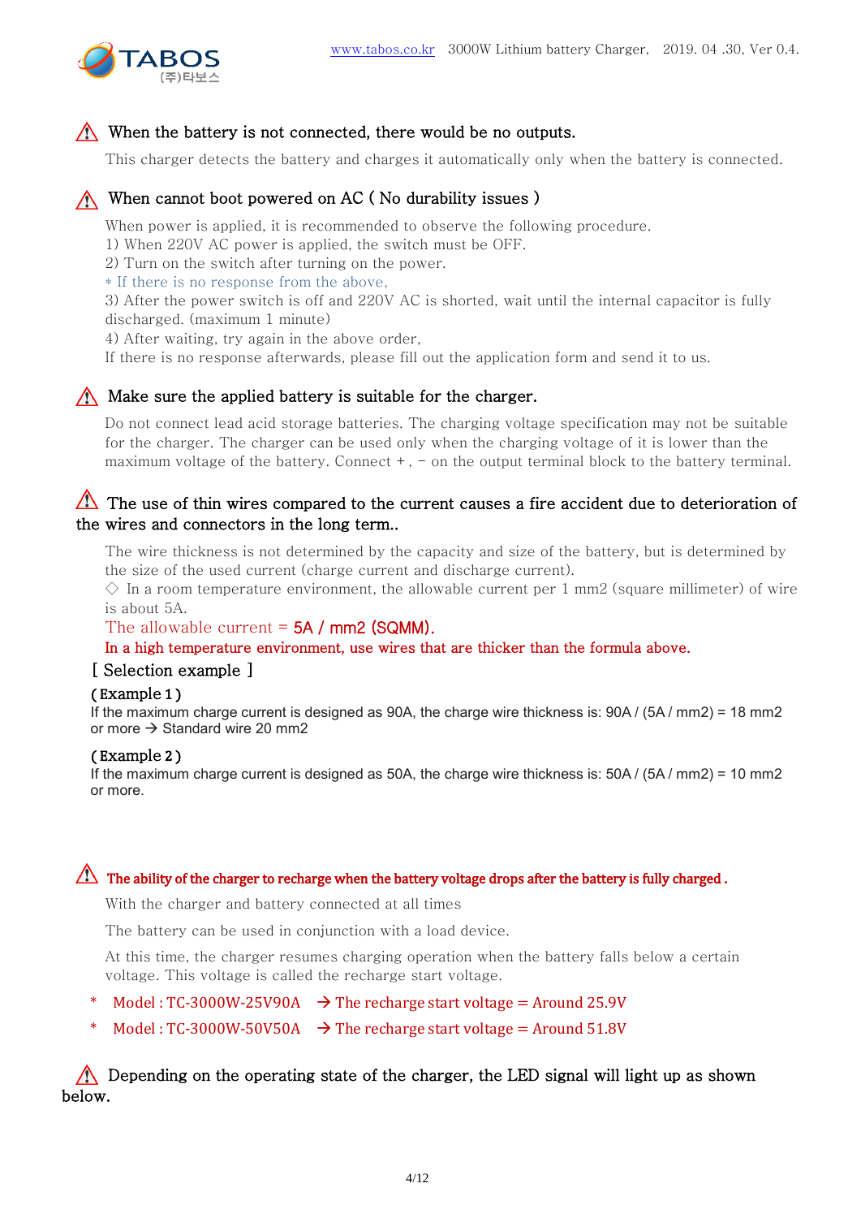⚠ When the battery is not connected, there would be no outputs.

This charger detects the battery and charges it automatically only when the battery is connected.

⚠ When cannot boot powered on AC ( No durability issues )

When power is applied, it is recommended to observe the following procedure.
1) When 220V AC power is applied, the switch must be OFF.
2) Turn on the switch after turning on the power.
* If there is no response from the above,
3) After the power switch is off and 220V AC is shorted, wait until the internal capacitor is fully discharged. (maximum 1 minute)
4) After waiting, try again in the above order,
If there is no response afterwards, please fill out the application form and send it to us.

⚠ Make sure the applied battery is suitable for the charger.

Do not connect lead acid storage batteries. The charging voltage specification may not be suitable for the charger. The charger can be used only when the charging voltage of it is lower than the maximum voltage of the battery. Connect + , - on the output terminal block to the battery terminal.

⚠ The use of thin wires compared to the current causes a fire accident due to deterioration of the wires and connectors in the long term..

The wire thickness is not determined by the capacity and size of the battery, but is determined by the size of the used current (charge current and discharge current).
◇ In a room temperature environment, the allowable current per 1 mm2 (square millimeter) of wire is about 5A.

The allowable current = 5A / mm2 (SQMM).

**In a high temperature environment, use wires that are thicker than the formula above.**

[ Selection example ]

**( Example 1 )**
If the maximum charge current is designed as 90A, the charge wire thickness is: 90A / (5A / mm2) = 18 mm2 or more → Standard wire 20 mm2

**( Example 2 )**
If the maximum charge current is designed as 50A, the charge wire thickness is: 50A / (5A / mm2) = 10 mm2 or more.

⚠ **The ability of the charger to recharge when the battery voltage drops after the battery is fully charged .**

With the charger and battery connected at all times

The battery can be used in conjunction with a load device.

At this time, the charger resumes charging operation when the battery falls below a certain voltage. This voltage is called the recharge start voltage.

* Model : TC-3000W-25V90A → The recharge start voltage = Around 25.9V
* Model : TC-3000W-50V50A → The recharge start voltage = Around 51.8V

⚠ Depending on the operating state of the charger, the LED signal will light up as shown below.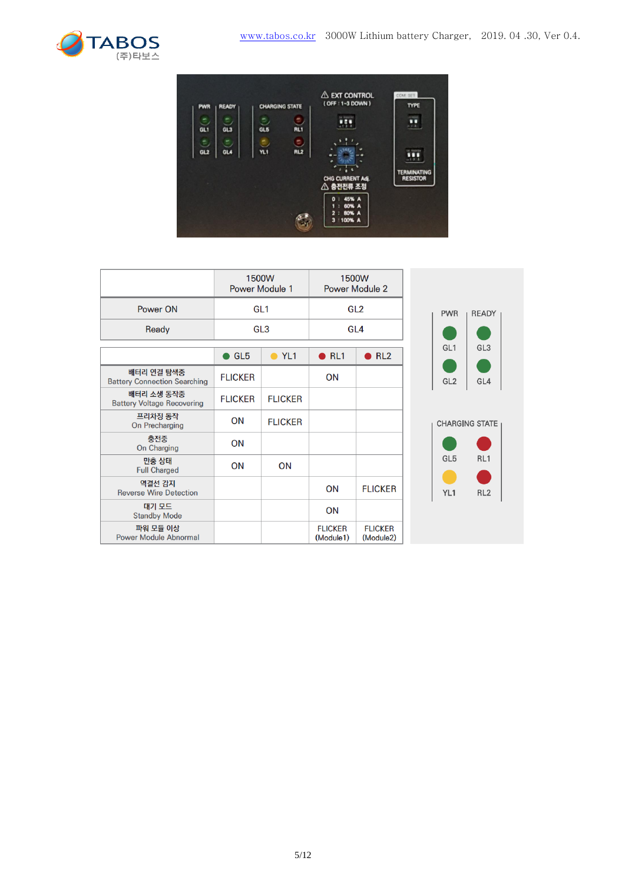| | 1500W Power Module 1 | 1500W Power Module 2 |
|---|---|---|
| Power ON | GL1 | GL2 |
| Ready | GL3 | GL4 |

| | GL5 | YL1 | RL1 | RL2 |
|---|---|---|---|---|
| 배터리 연결 탐색중 Battery Connection Searching | FLICKER | | ON | |
| 배터리 소생 동작중 Battery Voltage Recovering | FLICKER | FLICKER | | |
| 프리차징 동작 On Precharging | ON | FLICKER | | |
| 충전중 On Charging | ON | | | |
| 만충 상태 Full Charged | ON | ON | | |
| 역결선 감지 Reverse Wire Detection | | | ON | FLICKER |
| 대기 모드 Standby Mode | | | ON | |
| 파워 모듈 이상 Power Module Abnormal | | | FLICKER (Module1) | FLICKER (Module2) |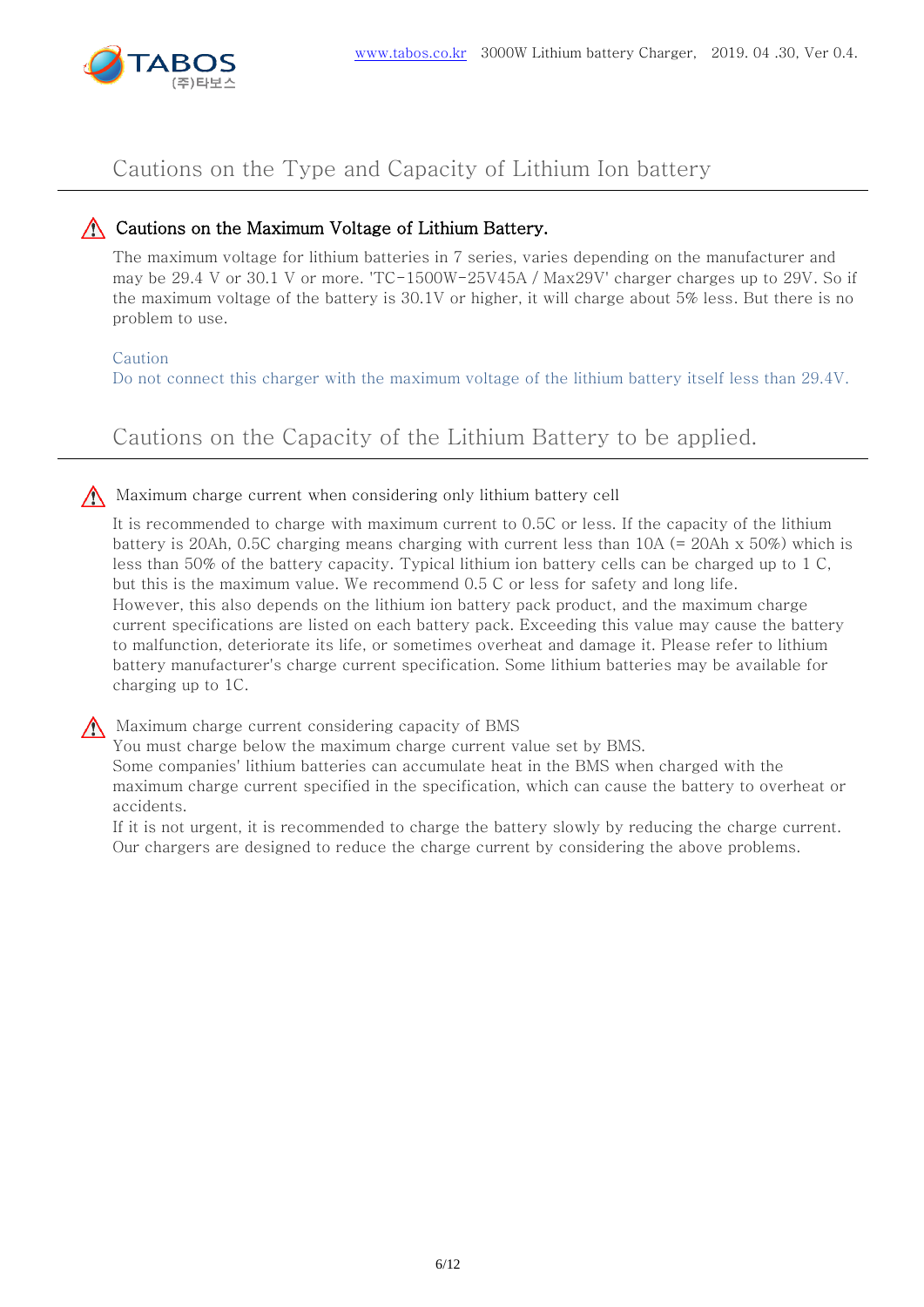## Cautions on the Type and Capacity of Lithium Ion battery

### ⚠ Cautions on the Maximum Voltage of Lithium Battery.

The maximum voltage for lithium batteries in 7 series, varies depending on the manufacturer and may be 29.4 V or 30.1 V or more. 'TC-1500W-25V45A / Max29V' charger charges up to 29V. So if the maximum voltage of the battery is 30.1V or higher, it will charge about 5% less. But there is no problem to use.

Caution
Do not connect this charger with the maximum voltage of the lithium battery itself less than 29.4V.

## Cautions on the Capacity of the Lithium Battery to be applied.

⚠ Maximum charge current when considering only lithium battery cell

It is recommended to charge with maximum current to 0.5C or less. If the capacity of the lithium battery is 20Ah, 0.5C charging means charging with current less than 10A (= 20Ah x 50%) which is less than 50% of the battery capacity. Typical lithium ion battery cells can be charged up to 1 C, but this is the maximum value. We recommend 0.5 C or less for safety and long life.
However, this also depends on the lithium ion battery pack product, and the maximum charge current specifications are listed on each battery pack. Exceeding this value may cause the battery to malfunction, deteriorate its life, or sometimes overheat and damage it. Please refer to lithium battery manufacturer's charge current specification. Some lithium batteries may be available for charging up to 1C.

⚠ Maximum charge current considering capacity of BMS
You must charge below the maximum charge current value set by BMS.
Some companies' lithium batteries can accumulate heat in the BMS when charged with the maximum charge current specified in the specification, which can cause the battery to overheat or accidents.
If it is not urgent, it is recommended to charge the battery slowly by reducing the charge current.
Our chargers are designed to reduce the charge current by considering the above problems.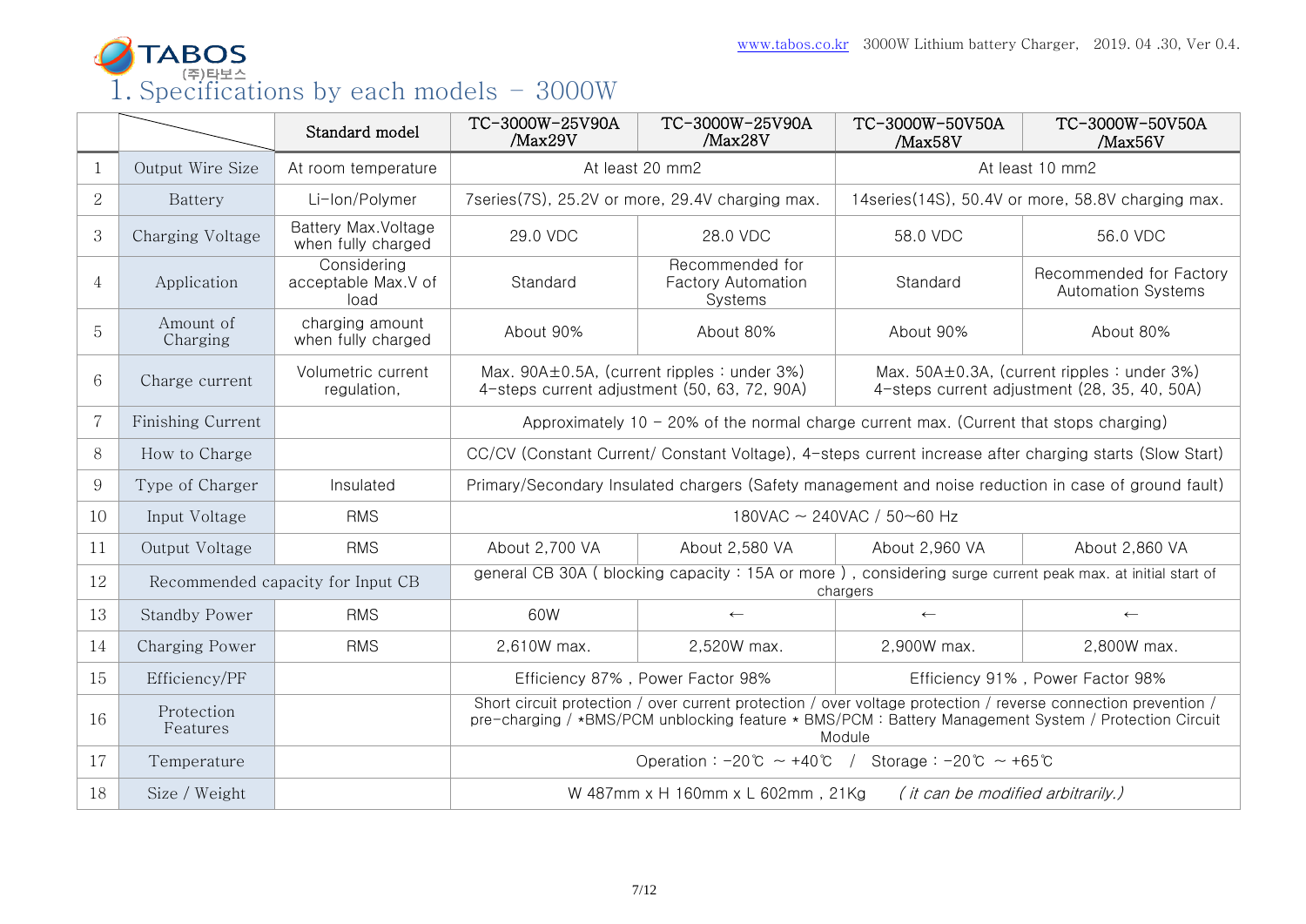## 1. Specifications by each models – 3000W

| | | Standard model | TC-3000W-25V90A /Max29V | TC-3000W-25V90A /Max28V | TC-3000W-50V50A /Max58V | TC-3000W-50V50A /Max56V |
|---|---|---|---|---|---|---|
| 1 | Output Wire Size | At room temperature | At least 20 mm2 | | At least 10 mm2 | |
| 2 | Battery | Li-Ion/Polymer | 7series(7S), 25.2V or more, 29.4V charging max. | | 14series(14S), 50.4V or more, 58.8V charging max. | |
| 3 | Charging Voltage | Battery Max.Voltage when fully charged | 29.0 VDC | 28.0 VDC | 58.0 VDC | 56.0 VDC |
| 4 | Application | Considering acceptable Max.V of load | Standard | Recommended for Factory Automation Systems | Standard | Recommended for Factory Automation Systems |
| 5 | Amount of Charging | charging amount when fully charged | About 90% | About 80% | About 90% | About 80% |
| 6 | Charge current | Volumetric current regulation, | Max. 90A±0.5A, (current ripples : under 3%) 4-steps current adjustment (50, 63, 72, 90A) | | Max. 50A±0.3A, (current ripples : under 3%) 4-steps current adjustment (28, 35, 40, 50A) | |
| 7 | Finishing Current | | Approximately 10 – 20% of the normal charge current max. (Current that stops charging) | | | |
| 8 | How to Charge | | CC/CV (Constant Current/ Constant Voltage), 4-steps current increase after charging starts (Slow Start) | | | |
| 9 | Type of Charger | Insulated | Primary/Secondary Insulated chargers (Safety management and noise reduction in case of ground fault) | | | |
| 10 | Input Voltage | RMS | 180VAC ~ 240VAC / 50~60 Hz | | | |
| 11 | Output Voltage | RMS | About 2,700 VA | About 2,580 VA | About 2,960 VA | About 2,860 VA |
| 12 | Recommended capacity for Input CB | | general CB 30A ( blocking capacity : 15A or more ) , considering surge current peak max. at initial start of chargers | | | |
| 13 | Standby Power | RMS | 60W | ← | ← | ← |
| 14 | Charging Power | RMS | 2,610W max. | 2,520W max. | 2,900W max. | 2,800W max. |
| 15 | Efficiency/PF | | Efficiency 87% , Power Factor 98% | | Efficiency 91% , Power Factor 98% | |
| 16 | Protection Features | | Short circuit protection / over current protection / over voltage protection / reverse connection prevention / pre-charging / *BMS/PCM unblocking feature * BMS/PCM : Battery Management System / Protection Circuit Module | | | |
| 17 | Temperature | | Operation : -20℃ ~ +40℃ / Storage : -20℃ ~ +65℃ | | | |
| 18 | Size / Weight | | W 487mm x H 160mm x L 602mm , 21Kg *( it can be modified arbitrarily.)* | | | |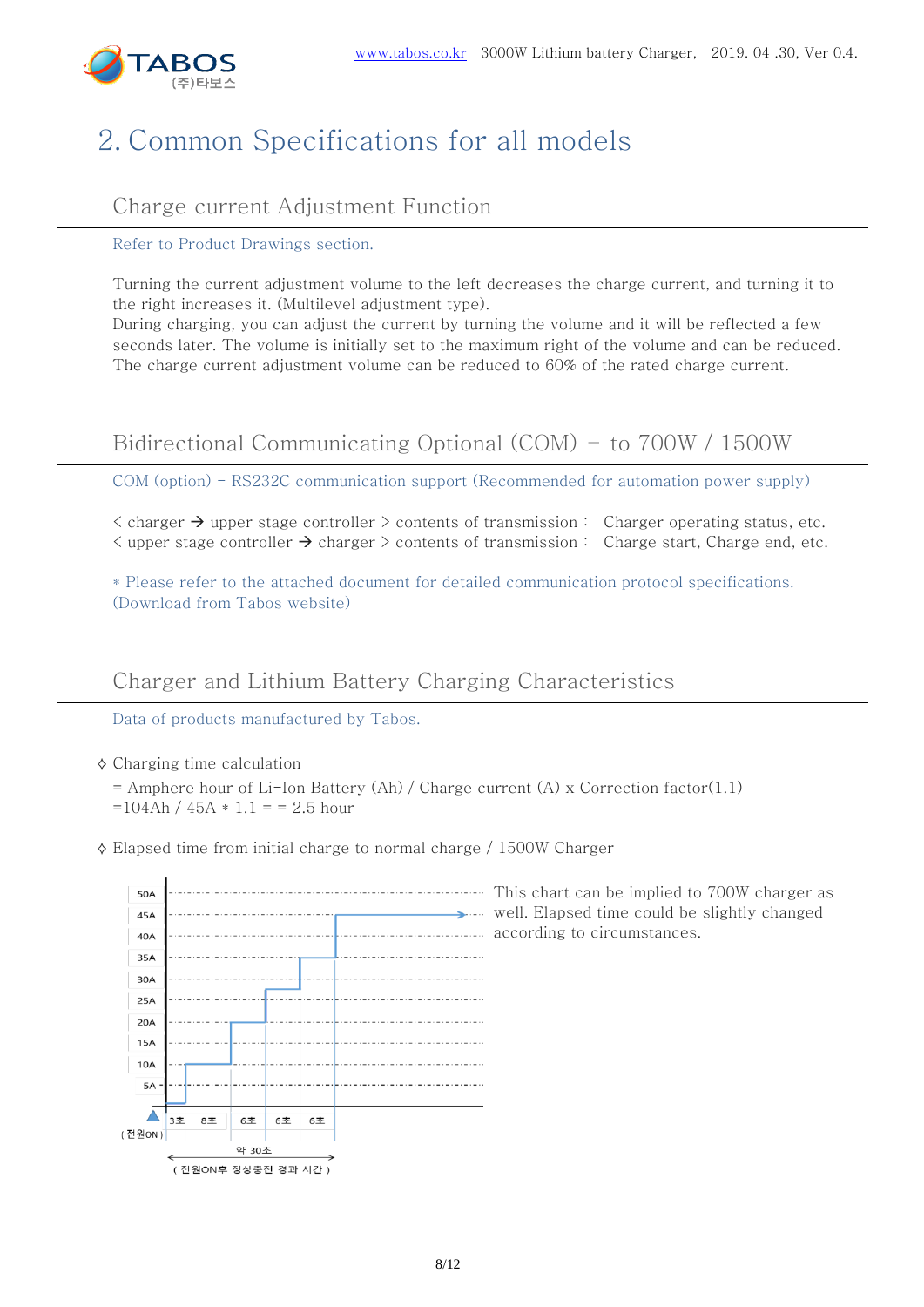# 2. Common Specifications for all models

## Charge current Adjustment Function

Refer to Product Drawings section.

Turning the current adjustment volume to the left decreases the charge current, and turning it to the right increases it. (Multilevel adjustment type).
During charging, you can adjust the current by turning the volume and it will be reflected a few seconds later. The volume is initially set to the maximum right of the volume and can be reduced.
The charge current adjustment volume can be reduced to 60% of the rated charge current.

## Bidirectional Communicating Optional (COM) – to 700W / 1500W

COM (option) - RS232C communication support (Recommended for automation power supply)

< charger → upper stage controller > contents of transmission : Charger operating status, etc.
< upper stage controller → charger > contents of transmission : Charge start, Charge end, etc.

* Please refer to the attached document for detailed communication protocol specifications. (Download from Tabos website)

## Charger and Lithium Battery Charging Characteristics

Data of products manufactured by Tabos.

◇ Charging time calculation

= Amphere hour of Li-Ion Battery (Ah) / Charge current (A) x Correction factor(1.1)
=104Ah / 45A * 1.1 = = 2.5 hour

◇ Elapsed time from initial charge to normal charge / 1500W Charger

This chart can be implied to 700W charger as well. Elapsed time could be slightly changed according to circumstances.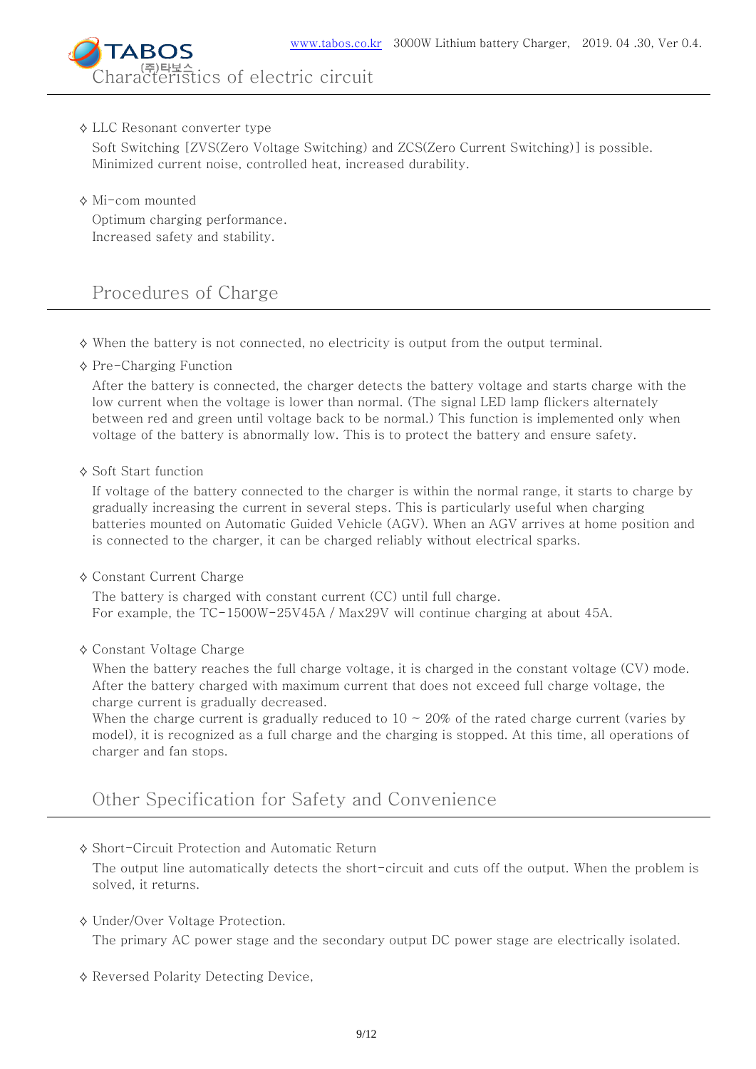## Characteristics of electric circuit

◇ LLC Resonant converter type

Soft Switching [ZVS(Zero Voltage Switching) and ZCS(Zero Current Switching)] is possible.
Minimized current noise, controlled heat, increased durability.

◇ Mi-com mounted

Optimum charging performance.
Increased safety and stability.

## Procedures of Charge

◇ When the battery is not connected, no electricity is output from the output terminal.

◇ Pre-Charging Function

After the battery is connected, the charger detects the battery voltage and starts charge with the low current when the voltage is lower than normal. (The signal LED lamp flickers alternately between red and green until voltage back to be normal.) This function is implemented only when voltage of the battery is abnormally low. This is to protect the battery and ensure safety.

◇ Soft Start function

If voltage of the battery connected to the charger is within the normal range, it starts to charge by gradually increasing the current in several steps. This is particularly useful when charging batteries mounted on Automatic Guided Vehicle (AGV). When an AGV arrives at home position and is connected to the charger, it can be charged reliably without electrical sparks.

◇ Constant Current Charge

The battery is charged with constant current (CC) until full charge.
For example, the TC-1500W-25V45A / Max29V will continue charging at about 45A.

◇ Constant Voltage Charge

When the battery reaches the full charge voltage, it is charged in the constant voltage (CV) mode. After the battery charged with maximum current that does not exceed full charge voltage, the charge current is gradually decreased.
When the charge current is gradually reduced to 10 ~ 20% of the rated charge current (varies by model), it is recognized as a full charge and the charging is stopped. At this time, all operations of charger and fan stops.

## Other Specification for Safety and Convenience

◇ Short-Circuit Protection and Automatic Return

The output line automatically detects the short-circuit and cuts off the output. When the problem is solved, it returns.

◇ Under/Over Voltage Protection.

The primary AC power stage and the secondary output DC power stage are electrically isolated.

◇ Reversed Polarity Detecting Device,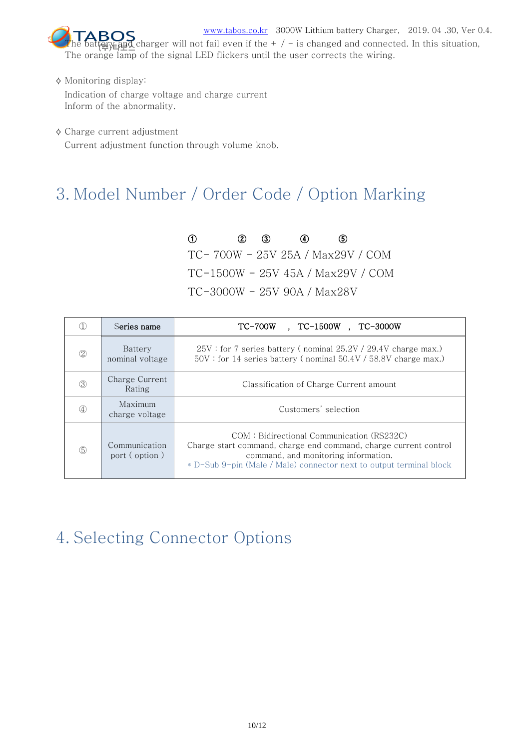The battery and charger will not fail even if the + / - is changed and connected. In this situation, The orange lamp of the signal LED flickers until the user corrects the wiring.

◇ Monitoring display:

Indication of charge voltage and charge current
Inform of the abnormality.

◇ Charge current adjustment

Current adjustment function through volume knob.

# 3. Model Number / Order Code / Option Marking

```
①          ②    ③       ④       ⑤
TC- 700W - 25V 25A / Max29V / COM
TC-1500W - 25V 45A / Max29V / COM
TC-3000W - 25V 90A / Max28V
```

| ① | Series name | TC-700W , TC-1500W , TC-3000W |
|---|---|---|
| ② | Battery nominal voltage | 25V : for 7 series battery ( nominal 25.2V / 29.4V charge max.)<br>50V : for 14 series battery ( nominal 50.4V / 58.8V charge max.) |
| ③ | Charge Current Rating | Classification of Charge Current amount |
| ④ | Maximum charge voltage | Customers' selection |
| ⑤ | Communication port ( option ) | COM : Bidirectional Communication (RS232C)<br>Charge start command, charge end command, charge current control command, and monitoring information.<br>* D-Sub 9-pin (Male / Male) connector next to output terminal block |

# 4. Selecting Connector Options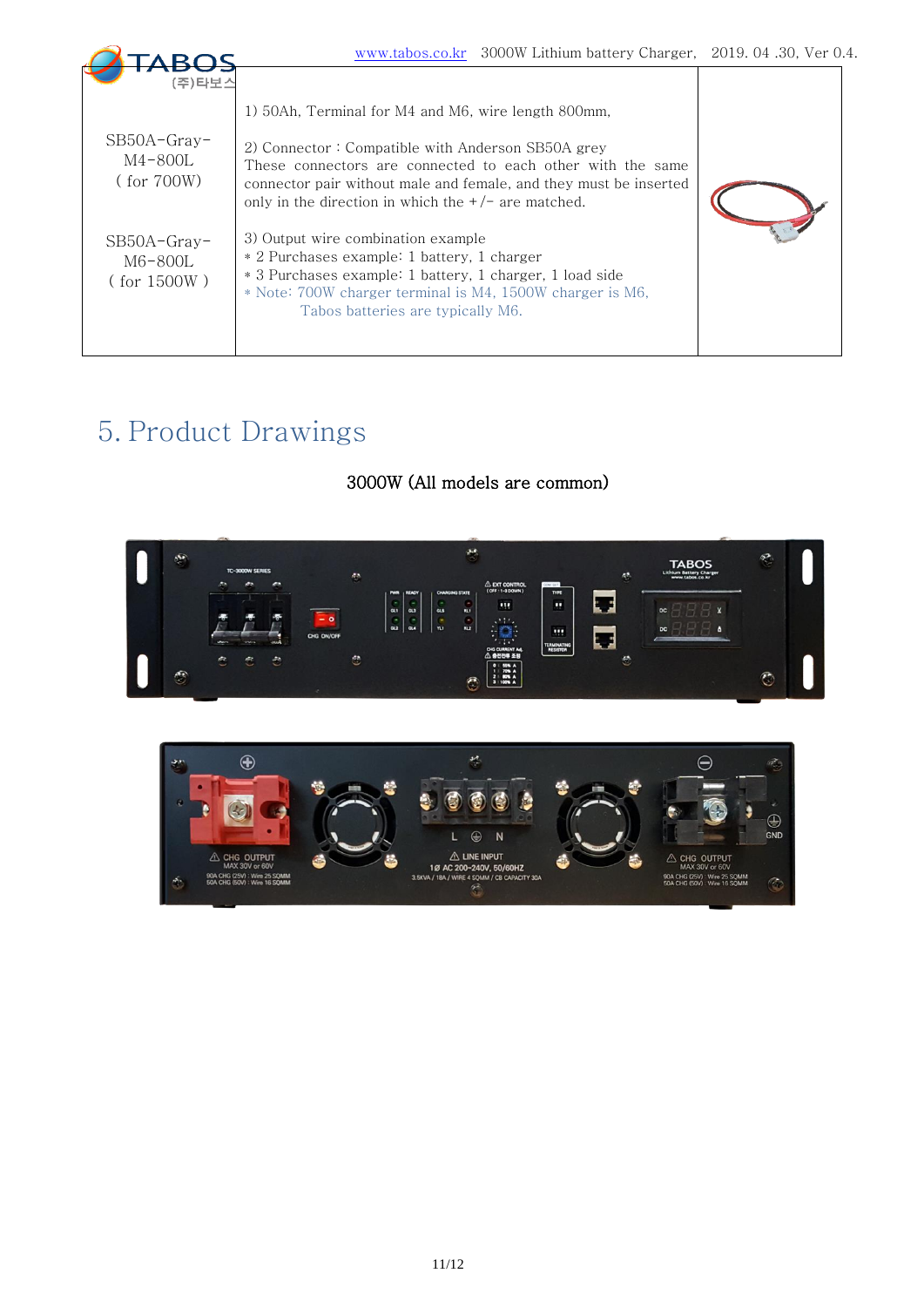| | | |
|---|---|---|
| SB50A-Gray-M4-800L ( for 700W)<br><br>SB50A-Gray-M6-800L ( for 1500W ) | 1) 50Ah, Terminal for M4 and M6, wire length 800mm,<br><br>2) Connector : Compatible with Anderson SB50A grey<br>These connectors are connected to each other with the same connector pair without male and female, and they must be inserted only in the direction in which the +/- are matched.<br><br>3) Output wire combination example<br>* 2 Purchases example: 1 battery, 1 charger<br>* 3 Purchases example: 1 battery, 1 charger, 1 load side<br>* Note: 700W charger terminal is M4, 1500W charger is M6, Tabos batteries are typically M6. | |

# 5. Product Drawings

3000W (All models are common)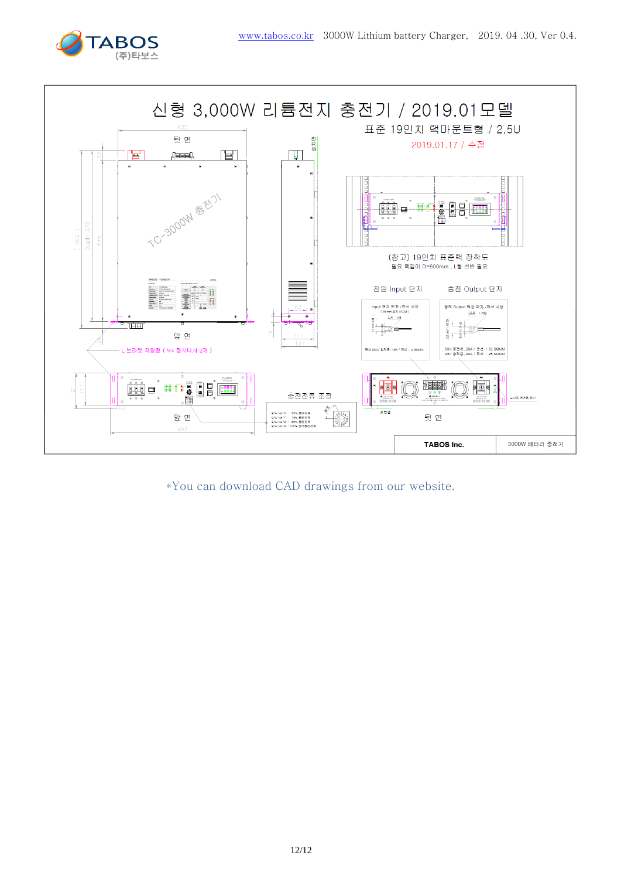# 신형 3,000W 리튬전지 충전기 / 2019.01모델

표준 19인치 랙마운트형 / 2.5U

2019.01.17 / 수정

435

뒷 면

( 602 )

Depth 575

545

TC-3000W 충전기

앞 면

L 브라켓 착탈형 ( M4 접시나사 2개 )

60

111

121

(참고) 19인치 표준랙 장착도

필요 랙깊이 D=600mm , L형 선반 필요

전원 Input 단자

충전 Output 단자

121

111

앞 면

487

충전전류 조정

S/W No '0' : 55% 충전전류

S/W No '1' : 70% 충전전류

S/W No '2' : 85% 충전전류

S/W No '3' : 100% 최고충전전류

뒷 면

| TABOS Inc. | 3000W 배터리 충전기 |
|---|---|

*You can download CAD drawings from our website.